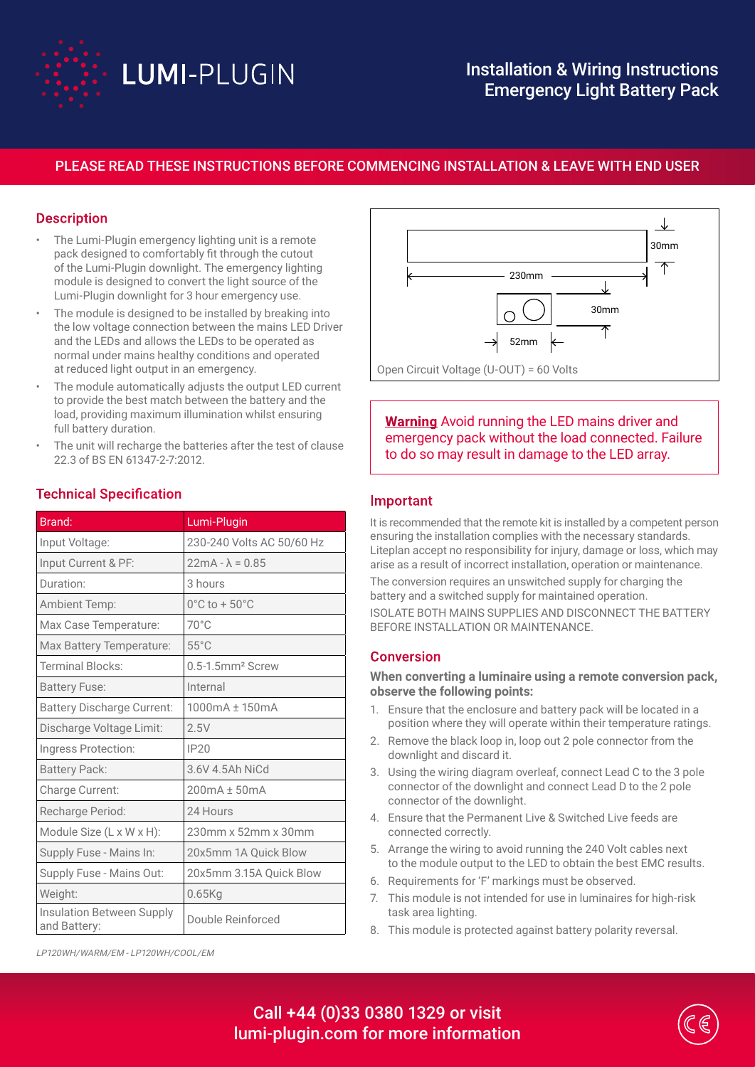# LUMI-PLUGIN

## Installation & Wiring Instructions Emergency Light Battery Pack

PLEASE READ THESE INSTRUCTIONS BEFORE COMMENCING INSTALLATION & LEAVE WITH END USER

## Description

- The Lumi-Plugin emergency lighting unit is a remote pack designed to comfortably fit through the cutout of the Lumi-Plugin downlight. The emergency lighting module is designed to convert the light source of the Lumi-Plugin downlight for 3 hour emergency use.
- The module is designed to be installed by breaking into the low voltage connection between the mains LED Driver and the LEDs and allows the LEDs to be operated as normal under mains healthy conditions and operated at reduced light output in an emergency.
- The module automatically adjusts the output LED current to provide the best match between the battery and the load, providing maximum illumination whilst ensuring full battery duration.
- The unit will recharge the batteries after the test of clause 22.3 of BS EN 61347-2-7:2012.

## Technical Specification

| Brand: | Lumi-Plugin |
| --- | --- |
| Input Voltage: | 230-240 Volts AC 50/60 Hz |
| Input Current & PF: | 22mA - λ = 0.85 |
| Duration: | 3 hours |
| Ambient Temp: | 0°C to + 50°C |
| Max Case Temperature: | 70°C |
| Max Battery Temperature: | 55°C |
| Terminal Blocks: | 0.5-1.5mm² Screw |
| Battery Fuse: | Internal |
| Battery Discharge Current: | 1000mA ± 150mA |
| Discharge Voltage Limit: | 2.5V |
| Ingress Protection: | IP20 |
| Battery Pack: | 3.6V 4.5Ah NiCd |
| Charge Current: | 200mA ± 50mA |
| Recharge Period: | 24 Hours |
| Module Size (L x W x H): | 230mm x 52mm x 30mm |
| Supply Fuse - Mains In: | 20x5mm 1A Quick Blow |
| Supply Fuse - Mains Out: | 20x5mm 3.15A Quick Blow |
| Weight: | 0.65Kg |
| Insulation Between Supply and Battery: | Double Reinforced |

*LP120WH/WARM/EM - LP120WH/COOL/EM*

230mm 30mm 30mm 52mm

Open Circuit Voltage (U-OUT) = 60 Volts

**Warning** Avoid running the LED mains driver and emergency pack without the load connected. Failure to do so may result in damage to the LED array.

## Important

It is recommended that the remote kit is installed by a competent person ensuring the installation complies with the necessary standards. Liteplan accept no responsibility for injury, damage or loss, which may arise as a result of incorrect installation, operation or maintenance.

The conversion requires an unswitched supply for charging the battery and a switched supply for maintained operation.

ISOLATE BOTH MAINS SUPPLIES AND DISCONNECT THE BATTERY BEFORE INSTALLATION OR MAINTENANCE.

## Conversion

**When converting a luminaire using a remote conversion pack, observe the following points:**

1. Ensure that the enclosure and battery pack will be located in a position where they will operate within their temperature ratings.
2. Remove the black loop in, loop out 2 pole connector from the downlight and discard it.
3. Using the wiring diagram overleaf, connect Lead C to the 3 pole connector of the downlight and connect Lead D to the 2 pole connector of the downlight.
4. Ensure that the Permanent Live & Switched Live feeds are connected correctly.
5. Arrange the wiring to avoid running the 240 Volt cables next to the module output to the LED to obtain the best EMC results.
6. Requirements for 'F' markings must be observed.
7. This module is not intended for use in luminaires for high-risk task area lighting.
8. This module is protected against battery polarity reversal.

Call +44 (0)33 0380 1329 or visit lumi-plugin.com for more information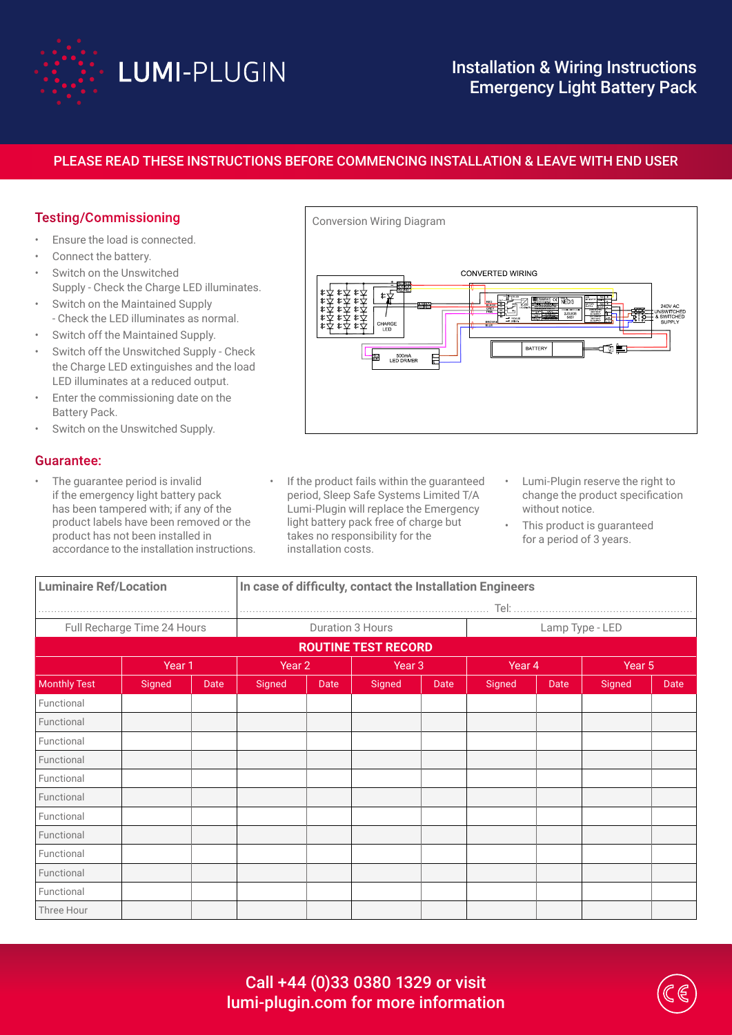# LUMI-PLUGIN

## Installation & Wiring Instructions
## Emergency Light Battery Pack

PLEASE READ THESE INSTRUCTIONS BEFORE COMMENCING INSTALLATION & LEAVE WITH END USER

## Testing/Commissioning

- Ensure the load is connected.
- Connect the battery.
- Switch on the Unswitched Supply - Check the Charge LED illuminates.
- Switch on the Maintained Supply - Check the LED illuminates as normal.
- Switch off the Maintained Supply.
- Switch off the Unswitched Supply - Check the Charge LED extinguishes and the load LED illuminates at a reduced output.
- Enter the commissioning date on the Battery Pack.
- Switch on the Unswitched Supply.

Conversion Wiring Diagram

CONVERTED WIRING

CHARGE LED

500mA LED DRIVER

BATTERY

240V AC UNSWITCHED & SWITCHED SUPPLY

## Guarantee:

- The guarantee period is invalid if the emergency light battery pack has been tampered with; if any of the product labels have been removed or the product has not been installed in accordance to the installation instructions.
- If the product fails within the guaranteed period, Sleep Safe Systems Limited T/A Lumi-Plugin will replace the Emergency light battery pack free of charge but takes no responsibility for the installation costs.
- Lumi-Plugin reserve the right to change the product specification without notice.
- This product is guaranteed for a period of 3 years.

| **Luminaire Ref/Location** | | | **In case of difficulty, contact the Installation Engineers** | | | | | | | |
|---|---|---|---|---|---|---|---|---|---|---|
| ........................................ | | | .................................................. Tel: .................................................. | | | | | | | |
| Full Recharge Time 24 Hours | | | Duration 3 Hours | | | | Lamp Type - LED | | | |
| **ROUTINE TEST RECORD** | | | | | | | | | | |
| | Year 1 | | Year 2 | | Year 3 | | Year 4 | | Year 5 | |
| Monthly Test | Signed | Date | Signed | Date | Signed | Date | Signed | Date | Signed | Date |
| Functional | | | | | | | | | | |
| Functional | | | | | | | | | | |
| Functional | | | | | | | | | | |
| Functional | | | | | | | | | | |
| Functional | | | | | | | | | | |
| Functional | | | | | | | | | | |
| Functional | | | | | | | | | | |
| Functional | | | | | | | | | | |
| Functional | | | | | | | | | | |
| Functional | | | | | | | | | | |
| Functional | | | | | | | | | | |
| Three Hour | | | | | | | | | | |

Call +44 (0)33 0380 1329 or visit lumi-plugin.com for more information